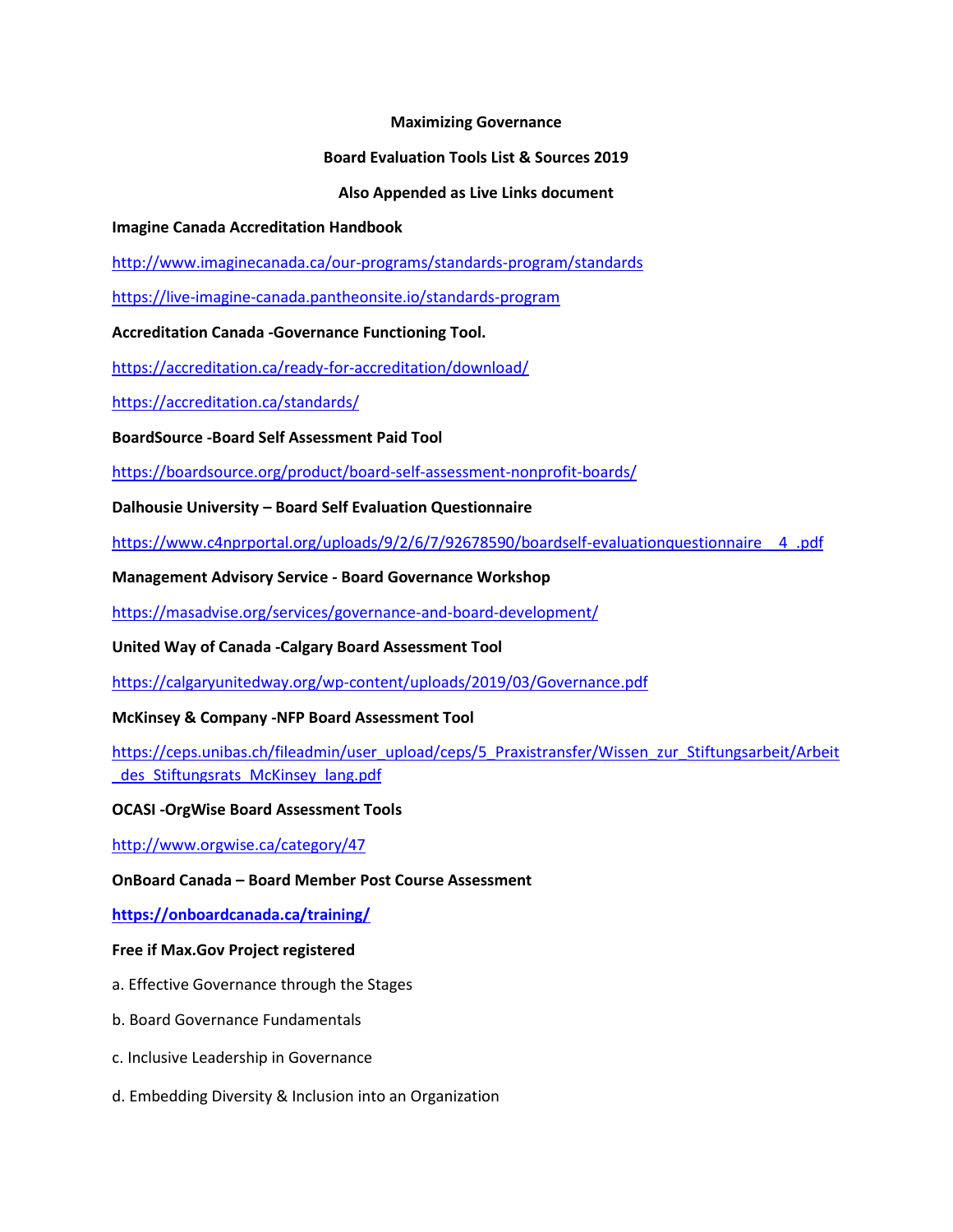**Maximizing Governance**

**Board Evaluation Tools List & Sources 2019**

**Also Appended as Live Links document**

**Imagine Canada Accreditation Handbook**

http://www.imaginecanada.ca/our-programs/standards-program/standards

https://live-imagine-canada.pantheonsite.io/standards-program

**Accreditation Canada -Governance Functioning Tool.**

https://accreditation.ca/ready-for-accreditation/download/

https://accreditation.ca/standards/

**BoardSource -Board Self Assessment Paid Tool**

https://boardsource.org/product/board-self-assessment-nonprofit-boards/

**Dalhousie University – Board Self Evaluation Questionnaire**

https://www.c4nprportal.org/uploads/9/2/6/7/92678590/boardself-evaluationquestionnaire__4_.pdf

**Management Advisory Service - Board Governance Workshop**

https://masadvise.org/services/governance-and-board-development/

**United Way of Canada -Calgary Board Assessment Tool**

https://calgaryunitedway.org/wp-content/uploads/2019/03/Governance.pdf

**McKinsey & Company -NFP Board Assessment Tool**

https://ceps.unibas.ch/fileadmin/user_upload/ceps/5_Praxistransfer/Wissen_zur_Stiftungsarbeit/Arbeit_des_Stiftungsrats_McKinsey_lang.pdf

**OCASI -OrgWise Board Assessment Tools**

http://www.orgwise.ca/category/47

**OnBoard Canada – Board Member Post Course Assessment**

**https://onboardcanada.ca/training/**

**Free if Max.Gov Project registered**

a. Effective Governance through the Stages

b. Board Governance Fundamentals

c. Inclusive Leadership in Governance

d. Embedding Diversity & Inclusion into an Organization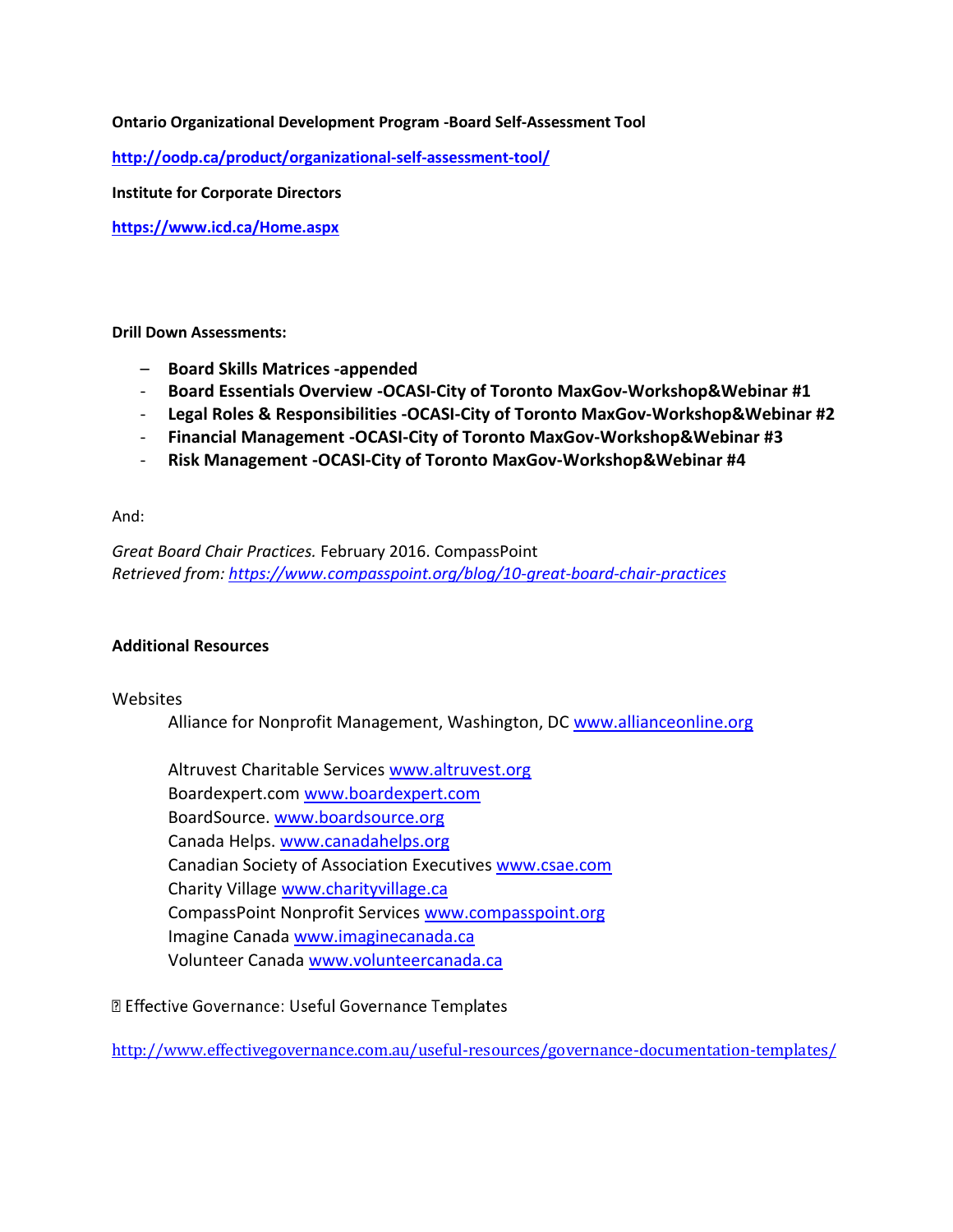**Ontario Organizational Development Program -Board Self-Assessment Tool**

**http://oodp.ca/product/organizational-self-assessment-tool/**

**Institute for Corporate Directors**

**https://www.icd.ca/Home.aspx**

**Drill Down Assessments:**

- **Board Skills Matrices -appended**
- **Board Essentials Overview -OCASI-City of Toronto MaxGov-Workshop&Webinar #1**
- **Legal Roles & Responsibilities -OCASI-City of Toronto MaxGov-Workshop&Webinar #2**
- **Financial Management -OCASI-City of Toronto MaxGov-Workshop&Webinar #3**
- **Risk Management -OCASI-City of Toronto MaxGov-Workshop&Webinar #4**

And:

*Great Board Chair Practices.* February 2016. CompassPoint
*Retrieved from: https://www.compasspoint.org/blog/10-great-board-chair-practices*

**Additional Resources**

Websites

Alliance for Nonprofit Management, Washington, DC www.allianceonline.org

Altruvest Charitable Services www.altruvest.org
Boardexpert.com www.boardexpert.com
BoardSource. www.boardsource.org
Canada Helps. www.canadahelps.org
Canadian Society of Association Executives www.csae.com
Charity Village www.charityvillage.ca
CompassPoint Nonprofit Services www.compasspoint.org
Imagine Canada www.imaginecanada.ca
Volunteer Canada www.volunteercanada.ca

 Effective Governance: Useful Governance Templates

http://www.effectivegovernance.com.au/useful-resources/governance-documentation-templates/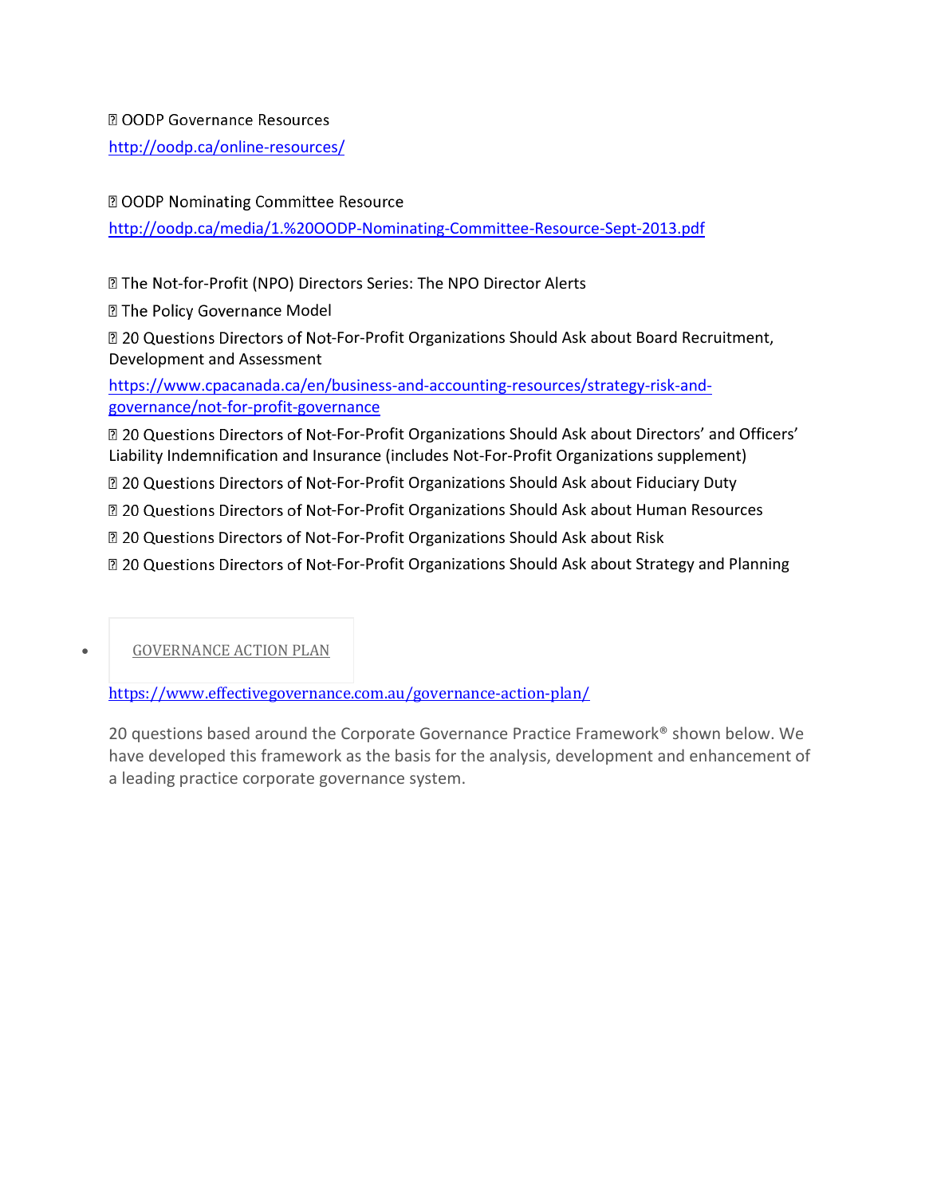- OODP Governance Resources

http://oodp.ca/online-resources/

- OODP Nominating Committee Resource

http://oodp.ca/media/1.%20OODP-Nominating-Committee-Resource-Sept-2013.pdf

- The Not-for-Profit (NPO) Directors Series: The NPO Director Alerts
- The Policy Governance Model
- 20 Questions Directors of Not-For-Profit Organizations Should Ask about Board Recruitment, Development and Assessment

https://www.cpacanada.ca/en/business-and-accounting-resources/strategy-risk-and-governance/not-for-profit-governance

- 20 Questions Directors of Not-For-Profit Organizations Should Ask about Directors' and Officers' Liability Indemnification and Insurance (includes Not-For-Profit Organizations supplement)
- 20 Questions Directors of Not-For-Profit Organizations Should Ask about Fiduciary Duty
- 20 Questions Directors of Not-For-Profit Organizations Should Ask about Human Resources
- 20 Questions Directors of Not-For-Profit Organizations Should Ask about Risk
- 20 Questions Directors of Not-For-Profit Organizations Should Ask about Strategy and Planning

- GOVERNANCE ACTION PLAN

https://www.effectivegovernance.com.au/governance-action-plan/

20 questions based around the Corporate Governance Practice Framework® shown below. We have developed this framework as the basis for the analysis, development and enhancement of a leading practice corporate governance system.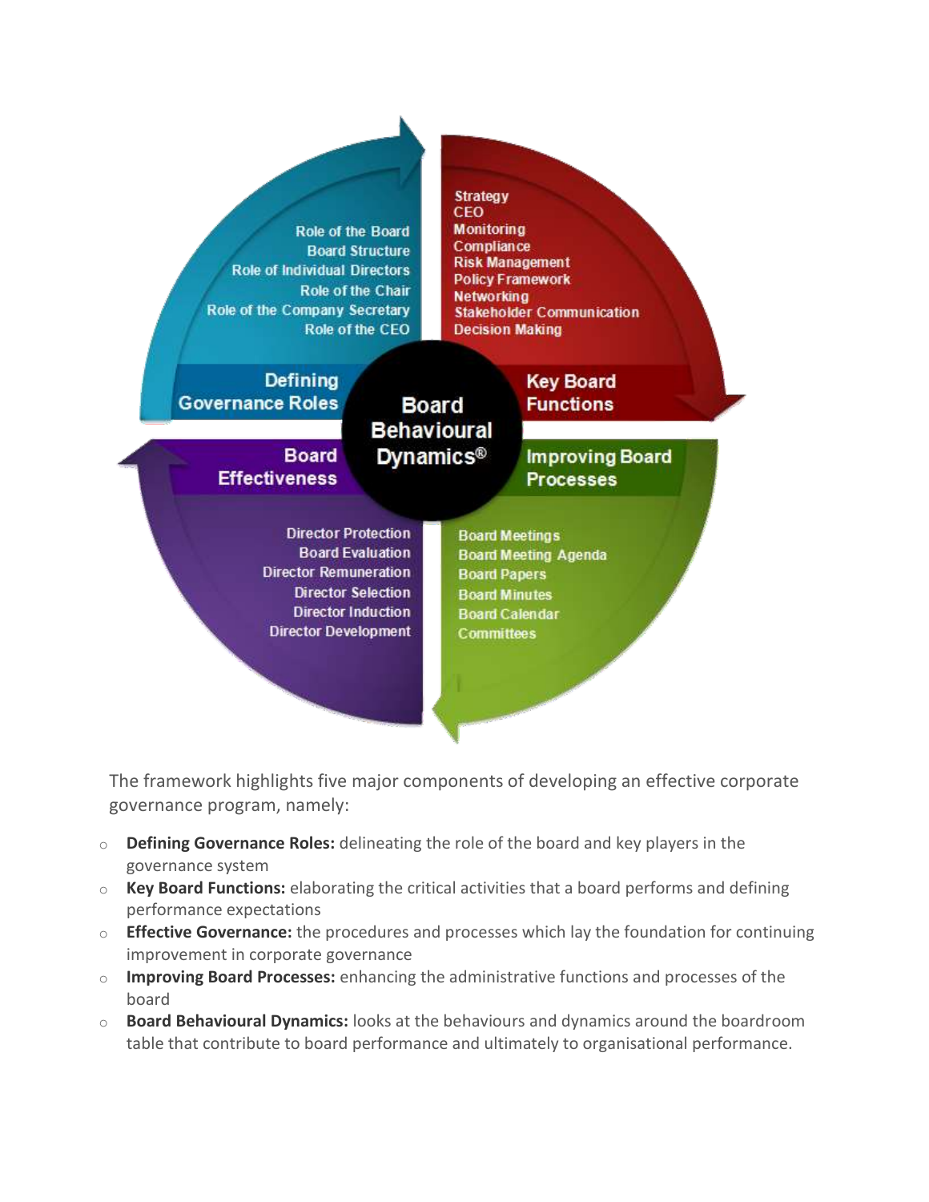**Defining Governance Roles**

- Role of the Board
- Board Structure
- Role of Individual Directors
- Role of the Chair
- Role of the Company Secretary
- Role of the CEO

**Key Board Functions**

- Strategy
- CEO
- Monitoring
- Compliance
- Risk Management
- Policy Framework
- Networking
- Stakeholder Communication
- Decision Making

**Board Behavioural Dynamics®**

**Board Effectiveness**

- Director Protection
- Board Evaluation
- Director Remuneration
- Director Selection
- Director Induction
- Director Development

**Improving Board Processes**

- Board Meetings
- Board Meeting Agenda
- Board Papers
- Board Minutes
- Board Calendar
- Committees

The framework highlights five major components of developing an effective corporate governance program, namely:

- **Defining Governance Roles:** delineating the role of the board and key players in the governance system
- **Key Board Functions:** elaborating the critical activities that a board performs and defining performance expectations
- **Effective Governance:** the procedures and processes which lay the foundation for continuing improvement in corporate governance
- **Improving Board Processes:** enhancing the administrative functions and processes of the board
- **Board Behavioural Dynamics:** looks at the behaviours and dynamics around the boardroom table that contribute to board performance and ultimately to organisational performance.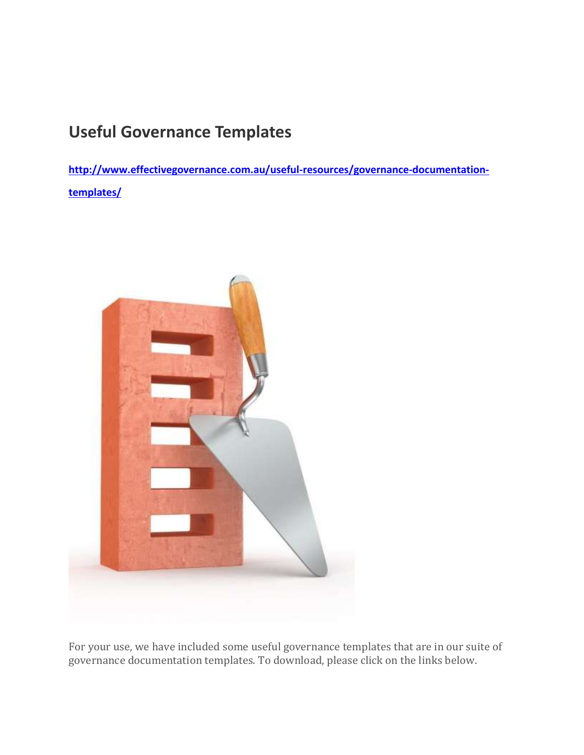## Useful Governance Templates

[http://www.effectivegovernance.com.au/useful-resources/governance-documentation-templates/](http://www.effectivegovernance.com.au/useful-resources/governance-documentation-templates/)

For your use, we have included some useful governance templates that are in our suite of governance documentation templates. To download, please click on the links below.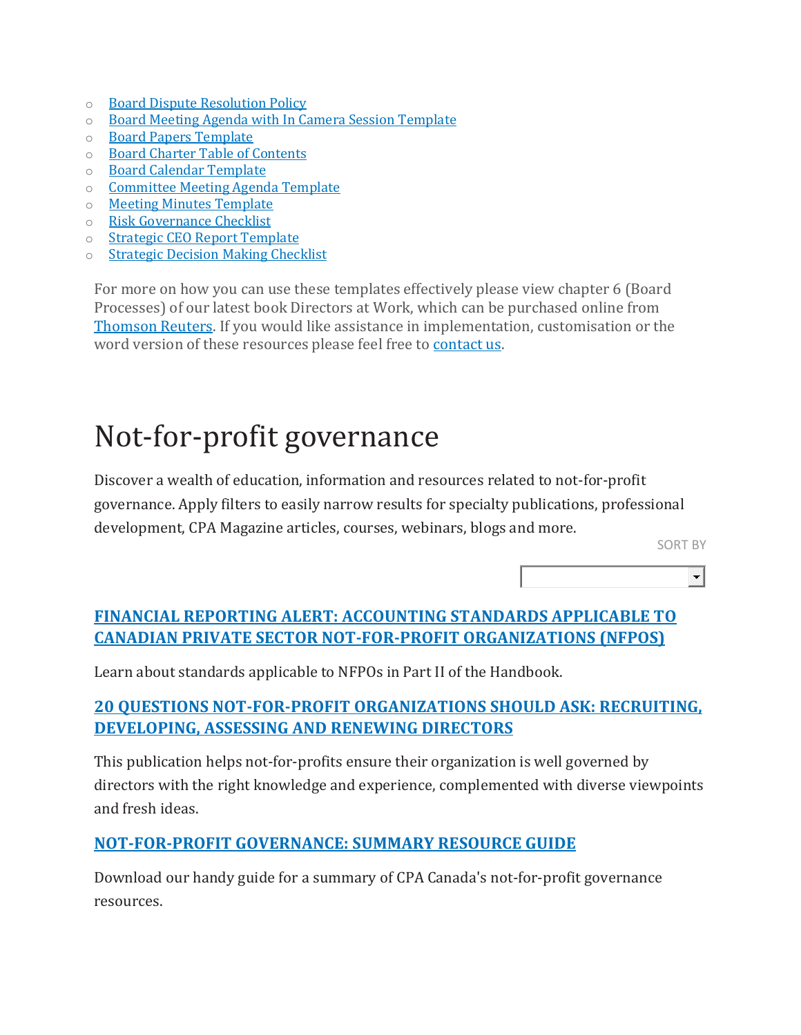- Board Dispute Resolution Policy
- Board Meeting Agenda with In Camera Session Template
- Board Papers Template
- Board Charter Table of Contents
- Board Calendar Template
- Committee Meeting Agenda Template
- Meeting Minutes Template
- Risk Governance Checklist
- Strategic CEO Report Template
- Strategic Decision Making Checklist

For more on how you can use these templates effectively please view chapter 6 (Board Processes) of our latest book Directors at Work, which can be purchased online from Thomson Reuters. If you would like assistance in implementation, customisation or the word version of these resources please feel free to contact us.

# Not-for-profit governance

Discover a wealth of education, information and resources related to not-for-profit governance. Apply filters to easily narrow results for specialty publications, professional development, CPA Magazine articles, courses, webinars, blogs and more.

SORT BY

### FINANCIAL REPORTING ALERT: ACCOUNTING STANDARDS APPLICABLE TO CANADIAN PRIVATE SECTOR NOT-FOR-PROFIT ORGANIZATIONS (NFPOS)

Learn about standards applicable to NFPOs in Part II of the Handbook.

### 20 QUESTIONS NOT-FOR-PROFIT ORGANIZATIONS SHOULD ASK: RECRUITING, DEVELOPING, ASSESSING AND RENEWING DIRECTORS

This publication helps not-for-profits ensure their organization is well governed by directors with the right knowledge and experience, complemented with diverse viewpoints and fresh ideas.

### NOT-FOR-PROFIT GOVERNANCE: SUMMARY RESOURCE GUIDE

Download our handy guide for a summary of CPA Canada's not-for-profit governance resources.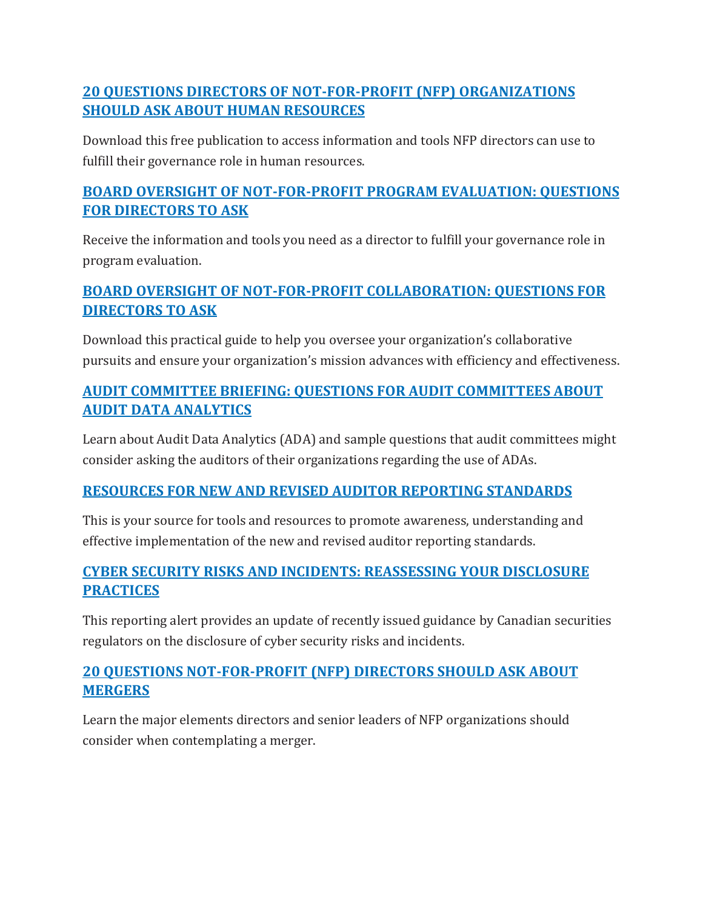### [20 QUESTIONS DIRECTORS OF NOT-FOR-PROFIT (NFP) ORGANIZATIONS SHOULD ASK ABOUT HUMAN RESOURCES]

Download this free publication to access information and tools NFP directors can use to fulfill their governance role in human resources.

### [BOARD OVERSIGHT OF NOT-FOR-PROFIT PROGRAM EVALUATION: QUESTIONS FOR DIRECTORS TO ASK]

Receive the information and tools you need as a director to fulfill your governance role in program evaluation.

### [BOARD OVERSIGHT OF NOT-FOR-PROFIT COLLABORATION: QUESTIONS FOR DIRECTORS TO ASK]

Download this practical guide to help you oversee your organization's collaborative pursuits and ensure your organization's mission advances with efficiency and effectiveness.

### [AUDIT COMMITTEE BRIEFING: QUESTIONS FOR AUDIT COMMITTEES ABOUT AUDIT DATA ANALYTICS]

Learn about Audit Data Analytics (ADA) and sample questions that audit committees might consider asking the auditors of their organizations regarding the use of ADAs.

### [RESOURCES FOR NEW AND REVISED AUDITOR REPORTING STANDARDS]

This is your source for tools and resources to promote awareness, understanding and effective implementation of the new and revised auditor reporting standards.

### [CYBER SECURITY RISKS AND INCIDENTS: REASSESSING YOUR DISCLOSURE PRACTICES]

This reporting alert provides an update of recently issued guidance by Canadian securities regulators on the disclosure of cyber security risks and incidents.

### [20 QUESTIONS NOT-FOR-PROFIT (NFP) DIRECTORS SHOULD ASK ABOUT MERGERS]

Learn the major elements directors and senior leaders of NFP organizations should consider when contemplating a merger.